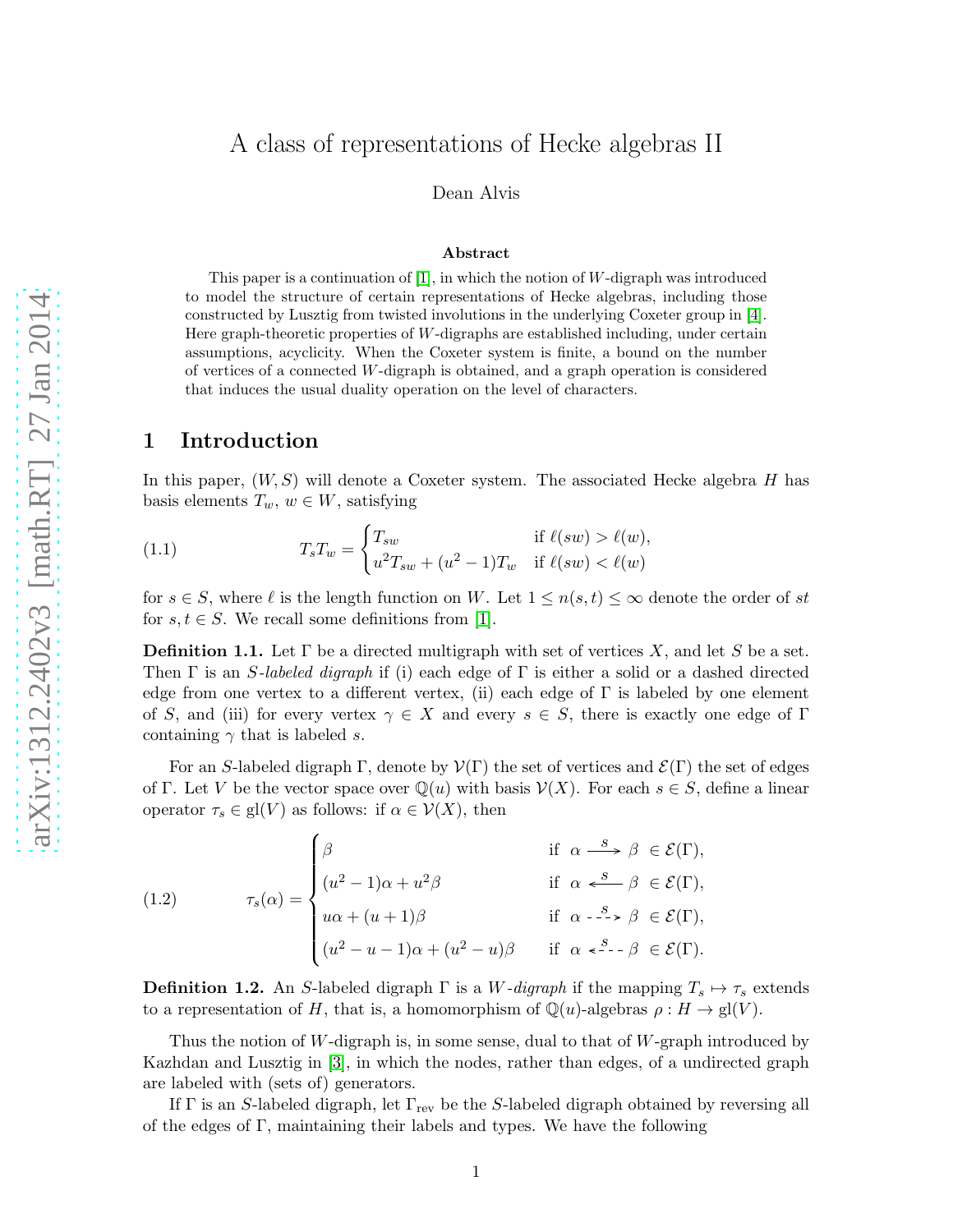# A class of representations of Hecke algebras II

Dean Alvis

### Abstract

This paper is a continuation of [1], in which the notion of $W$-digraph was introduced to model the structure of certain representations of Hecke algebras, including those constructed by Lusztig from twisted involutions in the underlying Coxeter group in [4]. Here graph-theoretic properties of $W$-digraphs are established including, under certain assumptions, acyclicity. When the Coxeter system is finite, a bound on the number of vertices of a connected $W$-digraph is obtained, and a graph operation is considered that induces the usual duality operation on the level of characters.

## 1 Introduction

In this paper, $(W, S)$ will denote a Coxeter system. The associated Hecke algebra $H$ has basis elements $T_w$, $w \in W$, satisfying

$$T_s T_w = \begin{cases} T_{sw} & \text{if } \ell(sw) > \ell(w), \\ u^2 T_{sw} + (u^2 - 1) T_w & \text{if } \ell(sw) < \ell(w) \end{cases} \tag{1.1}$$

for $s \in S$, where $\ell$ is the length function on $W$. Let $1 \le n(s,t) \le \infty$ denote the order of $st$ for $s, t \in S$. We recall some definitions from [1].

**Definition 1.1.** Let $\Gamma$ be a directed multigraph with set of vertices $X$, and let $S$ be a set. Then $\Gamma$ is an *$S$-labeled digraph* if (i) each edge of $\Gamma$ is either a solid or a dashed directed edge from one vertex to a different vertex, (ii) each edge of $\Gamma$ is labeled by one element of $S$, and (iii) for every vertex $\gamma \in X$ and every $s \in S$, there is exactly one edge of $\Gamma$ containing $\gamma$ that is labeled $s$.

For an $S$-labeled digraph $\Gamma$, denote by $\mathcal{V}(\Gamma)$ the set of vertices and $\mathcal{E}(\Gamma)$ the set of edges of $\Gamma$. Let $V$ be the vector space over $\mathbb{Q}(u)$ with basis $\mathcal{V}(X)$. For each $s \in S$, define a linear operator $\tau_s \in \mathrm{gl}(V)$ as follows: if $\alpha \in \mathcal{V}(X)$, then

$$\tau_s(\alpha) = \begin{cases} \beta & \text{if } \alpha \xrightarrow{\;s\;} \beta \in \mathcal{E}(\Gamma), \\ (u^2-1)\alpha + u^2\beta & \text{if } \alpha \xleftarrow{\;s\;} \beta \in \mathcal{E}(\Gamma), \\ u\alpha + (u+1)\beta & \text{if } \alpha \overset{s}{\dashrightarrow} \beta \in \mathcal{E}(\Gamma), \\ (u^2-u-1)\alpha + (u^2-u)\beta & \text{if } \alpha \overset{s}{\dashleftarrow} \beta \in \mathcal{E}(\Gamma). \end{cases} \tag{1.2}$$

**Definition 1.2.** An $S$-labeled digraph $\Gamma$ is a *$W$-digraph* if the mapping $T_s \mapsto \tau_s$ extends to a representation of $H$, that is, a homomorphism of $\mathbb{Q}(u)$-algebras $\rho : H \to \mathrm{gl}(V)$.

Thus the notion of $W$-digraph is, in some sense, dual to that of $W$-graph introduced by Kazhdan and Lusztig in [3], in which the nodes, rather than edges, of a undirected graph are labeled with (sets of) generators.

If $\Gamma$ is an $S$-labeled digraph, let $\Gamma_{\mathrm{rev}}$ be the $S$-labeled digraph obtained by reversing all of the edges of $\Gamma$, maintaining their labels and types. We have the following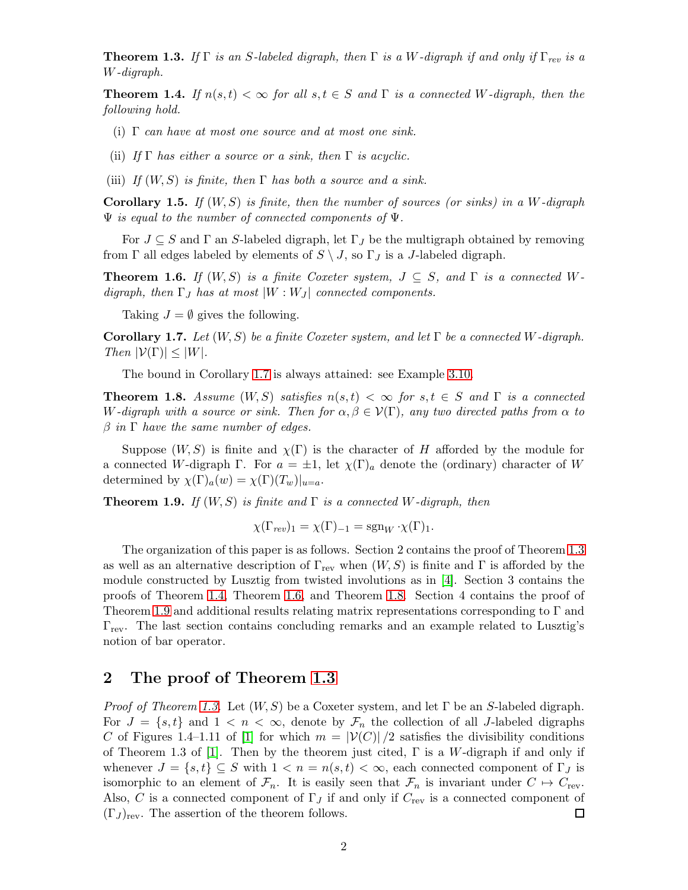**Theorem 1.3.** *If $\Gamma$ is an $S$-labeled digraph, then $\Gamma$ is a $W$-digraph if and only if $\Gamma_{rev}$ is a $W$-digraph.*

**Theorem 1.4.** *If $n(s,t) < \infty$ for all $s,t \in S$ and $\Gamma$ is a connected $W$-digraph, then the following hold.*

- (i) *$\Gamma$ can have at most one source and at most one sink.*
- (ii) *If $\Gamma$ has either a source or a sink, then $\Gamma$ is acyclic.*
- (iii) *If $(W,S)$ is finite, then $\Gamma$ has both a source and a sink.*

**Corollary 1.5.** *If $(W,S)$ is finite, then the number of sources (or sinks) in a $W$-digraph $\Psi$ is equal to the number of connected components of $\Psi$.*

For $J \subseteq S$ and $\Gamma$ an $S$-labeled digraph, let $\Gamma_J$ be the multigraph obtained by removing from $\Gamma$ all edges labeled by elements of $S \setminus J$, so $\Gamma_J$ is a $J$-labeled digraph.

**Theorem 1.6.** *If $(W,S)$ is a finite Coxeter system, $J \subseteq S$, and $\Gamma$ is a connected $W$-digraph, then $\Gamma_J$ has at most $|W : W_J|$ connected components.*

Taking $J = \emptyset$ gives the following.

**Corollary 1.7.** *Let $(W,S)$ be a finite Coxeter system, and let $\Gamma$ be a connected $W$-digraph. Then $|\mathcal{V}(\Gamma)| \leq |W|$.*

The bound in Corollary 1.7 is always attained: see Example 3.10.

**Theorem 1.8.** *Assume $(W,S)$ satisfies $n(s,t) < \infty$ for $s,t \in S$ and $\Gamma$ is a connected $W$-digraph with a source or sink. Then for $\alpha, \beta \in \mathcal{V}(\Gamma)$, any two directed paths from $\alpha$ to $\beta$ in $\Gamma$ have the same number of edges.*

Suppose $(W,S)$ is finite and $\chi(\Gamma)$ is the character of $H$ afforded by the module for a connected $W$-digraph $\Gamma$. For $a = \pm 1$, let $\chi(\Gamma)_a$ denote the (ordinary) character of $W$ determined by $\chi(\Gamma)_a(w) = \chi(\Gamma)(T_w)|_{u=a}$.

**Theorem 1.9.** *If $(W,S)$ is finite and $\Gamma$ is a connected $W$-digraph, then*

$$\chi(\Gamma_{rev})_1 = \chi(\Gamma)_{-1} = \mathrm{sgn}_W \cdot \chi(\Gamma)_1.$$

The organization of this paper is as follows. Section 2 contains the proof of Theorem 1.3 as well as an alternative description of $\Gamma_{\mathrm{rev}}$ when $(W,S)$ is finite and $\Gamma$ is afforded by the module constructed by Lusztig from twisted involutions as in [4]. Section 3 contains the proofs of Theorem 1.4, Theorem 1.6, and Theorem 1.8. Section 4 contains the proof of Theorem 1.9 and additional results relating matrix representations corresponding to $\Gamma$ and $\Gamma_{\mathrm{rev}}$. The last section contains concluding remarks and an example related to Lusztig's notion of bar operator.

## 2 The proof of Theorem 1.3

*Proof of Theorem 1.3.* Let $(W,S)$ be a Coxeter system, and let $\Gamma$ be an $S$-labeled digraph. For $J = \{s,t\}$ and $1 < n < \infty$, denote by $\mathcal{F}_n$ the collection of all $J$-labeled digraphs $C$ of Figures 1.4–1.11 of [1] for which $m = |\mathcal{V}(C)|/2$ satisfies the divisibility conditions of Theorem 1.3 of [1]. Then by the theorem just cited, $\Gamma$ is a $W$-digraph if and only if whenever $J = \{s,t\} \subseteq S$ with $1 < n = n(s,t) < \infty$, each connected component of $\Gamma_J$ is isomorphic to an element of $\mathcal{F}_n$. It is easily seen that $\mathcal{F}_n$ is invariant under $C \mapsto C_{\mathrm{rev}}$. Also, $C$ is a connected component of $\Gamma_J$ if and only if $C_{\mathrm{rev}}$ is a connected component of $(\Gamma_J)_{\mathrm{rev}}$. The assertion of the theorem follows. ◻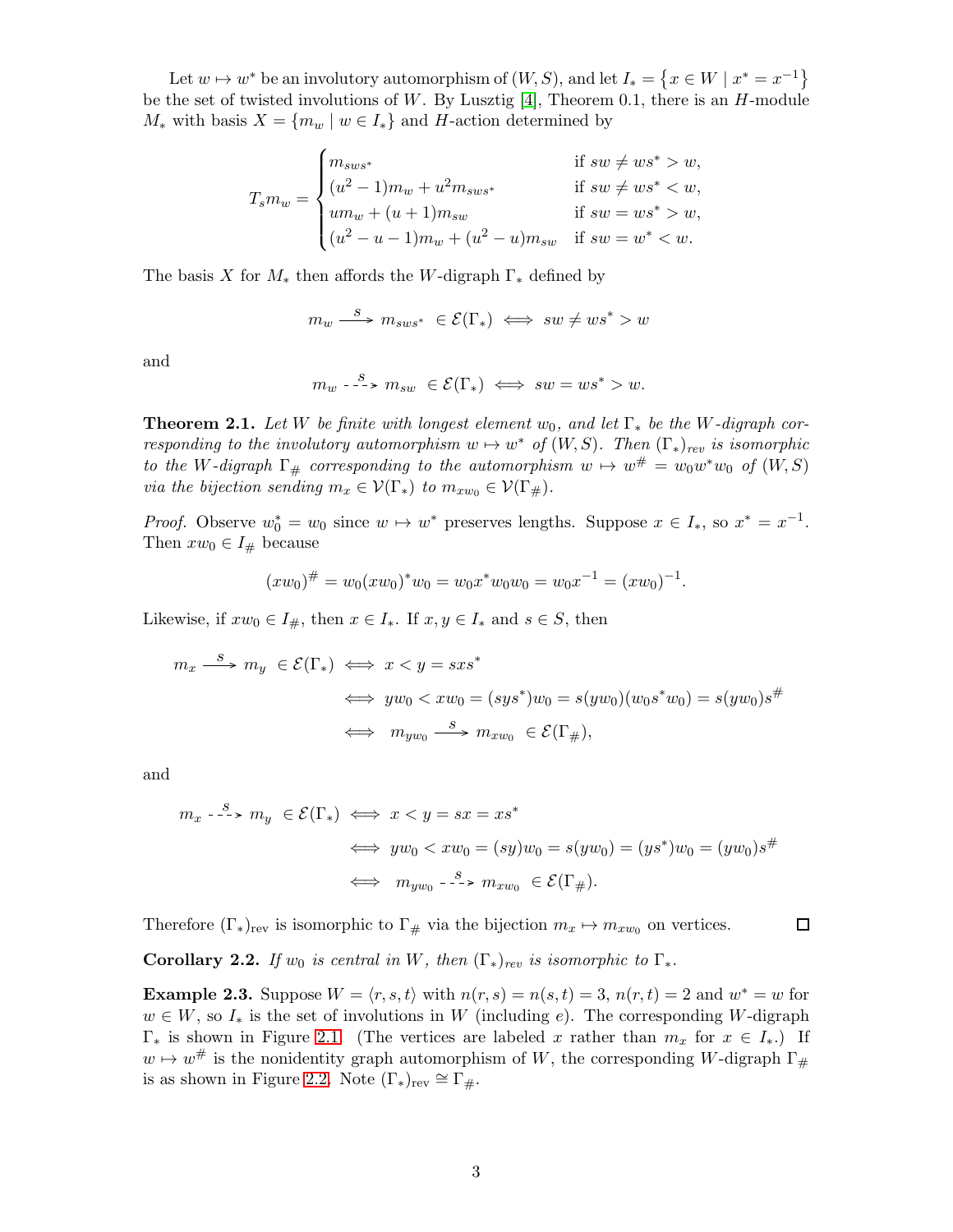Let $w \mapsto w^*$ be an involutory automorphism of $(W, S)$, and let $I_* = \{x \in W \mid x^* = x^{-1}\}$ be the set of twisted involutions of $W$. By Lusztig [4], Theorem 0.1, there is an $H$-module $M_*$ with basis $X = \{m_w \mid w \in I_*\}$ and $H$-action determined by

$$T_s m_w = \begin{cases} m_{sws^*} & \text{if } sw \neq ws^* > w, \\ (u^2-1)m_w + u^2 m_{sws^*} & \text{if } sw \neq ws^* < w, \\ um_w + (u+1)m_{sw} & \text{if } sw = ws^* > w, \\ (u^2-u-1)m_w + (u^2-u)m_{sw} & \text{if } sw = w^* < w. \end{cases}$$

The basis $X$ for $M_*$ then affords the $W$-digraph $\Gamma_*$ defined by

$$m_w \xrightarrow{\ s\ } m_{sws^*} \ \in \mathcal{E}(\Gamma_*) \iff sw \neq ws^* > w$$

and

$$m_w \stackrel{s}{\dashrightarrow} m_{sw} \ \in \mathcal{E}(\Gamma_*) \iff sw = ws^* > w.$$

**Theorem 2.1.** *Let $W$ be finite with longest element $w_0$, and let $\Gamma_*$ be the $W$-digraph corresponding to the involutory automorphism $w \mapsto w^*$ of $(W, S)$. Then $(\Gamma_*)_{rev}$ is isomorphic to the $W$-digraph $\Gamma_\#$ corresponding to the automorphism $w \mapsto w^\# = w_0 w^* w_0$ of $(W, S)$ via the bijection sending $m_x \in \mathcal{V}(\Gamma_*)$ to $m_{xw_0} \in \mathcal{V}(\Gamma_\#)$.*

*Proof.* Observe $w_0^* = w_0$ since $w \mapsto w^*$ preserves lengths. Suppose $x \in I_*$, so $x^* = x^{-1}$. Then $xw_0 \in I_\#$ because

$$(xw_0)^\# = w_0(xw_0)^* w_0 = w_0 x^* w_0 w_0 = w_0 x^{-1} = (xw_0)^{-1}.$$

Likewise, if $xw_0 \in I_\#$, then $x \in I_*$. If $x, y \in I_*$ and $s \in S$, then

$$\begin{aligned} m_x \xrightarrow{\ s\ } m_y \ \in \mathcal{E}(\Gamma_*) &\iff x < y = sxs^* \\ &\iff yw_0 < xw_0 = (sys^*)w_0 = s(yw_0)(w_0 s^* w_0) = s(yw_0)s^\# \\ &\iff m_{yw_0} \xrightarrow{\ s\ } m_{xw_0} \ \in \mathcal{E}(\Gamma_\#), \end{aligned}$$

and

$$\begin{aligned} m_x \stackrel{s}{\dashrightarrow} m_y \ \in \mathcal{E}(\Gamma_*) &\iff x < y = sx = xs^* \\ &\iff yw_0 < xw_0 = (sy)w_0 = s(yw_0) = (ys^*)w_0 = (yw_0)s^\# \\ &\iff m_{yw_0} \stackrel{s}{\dashrightarrow} m_{xw_0} \ \in \mathcal{E}(\Gamma_\#). \end{aligned}$$

Therefore $(\Gamma_*)_{\text{rev}}$ is isomorphic to $\Gamma_\#$ via the bijection $m_x \mapsto m_{xw_0}$ on vertices. □

**Corollary 2.2.** *If $w_0$ is central in $W$, then $(\Gamma_*)_{rev}$ is isomorphic to $\Gamma_*$.*

**Example 2.3.** Suppose $W = \langle r, s, t \rangle$ with $n(r,s) = n(s,t) = 3$, $n(r,t) = 2$ and $w^* = w$ for $w \in W$, so $I_*$ is the set of involutions in $W$ (including $e$). The corresponding $W$-digraph $\Gamma_*$ is shown in Figure 2.1. (The vertices are labeled $x$ rather than $m_x$ for $x \in I_*$.) If $w \mapsto w^\#$ is the nonidentity graph automorphism of $W$, the corresponding $W$-digraph $\Gamma_\#$ is as shown in Figure 2.2. Note $(\Gamma_*)_{\text{rev}} \cong \Gamma_\#$.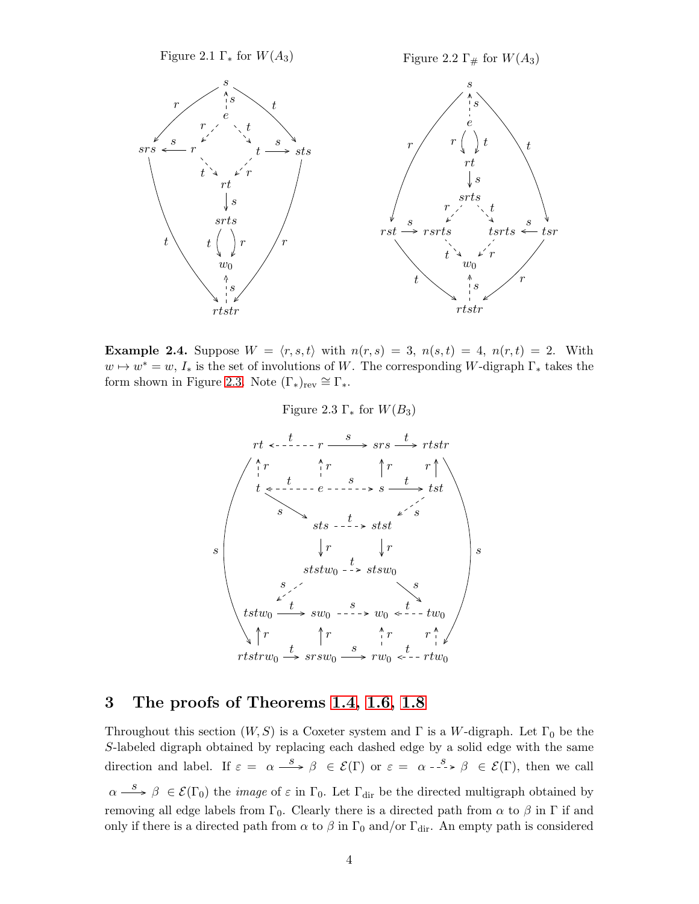Figure 2.1 $\Gamma_*$ for $W(A_3)$

Figure 2.2 $\Gamma_\#$ for $W(A_3)$

**Example 2.4.** Suppose $W = \langle r, s, t\rangle$ with $n(r,s) = 3$, $n(s,t) = 4$, $n(r,t) = 2$. With $w \mapsto w^* = w$, $I_*$ is the set of involutions of $W$. The corresponding $W$-digraph $\Gamma_*$ takes the form shown in Figure 2.3. Note $(\Gamma_*)_{\text{rev}} \cong \Gamma_*$.

Figure 2.3 $\Gamma_*$ for $W(B_3)$

## 3 The proofs of Theorems 1.4, 1.6, 1.8

Throughout this section $(W, S)$ is a Coxeter system and $\Gamma$ is a $W$-digraph. Let $\Gamma_0$ be the $S$-labeled digraph obtained by replacing each dashed edge by a solid edge with the same direction and label. If $\varepsilon = \alpha \xrightarrow{s} \beta \in \mathcal{E}(\Gamma)$ or $\varepsilon = \alpha \overset{s}{\dashrightarrow} \beta \in \mathcal{E}(\Gamma)$, then we call $\alpha \xrightarrow{s} \beta \in \mathcal{E}(\Gamma_0)$ the *image* of $\varepsilon$ in $\Gamma_0$. Let $\Gamma_{\text{dir}}$ be the directed multigraph obtained by removing all edge labels from $\Gamma_0$. Clearly there is a directed path from $\alpha$ to $\beta$ in $\Gamma$ if and only if there is a directed path from $\alpha$ to $\beta$ in $\Gamma_0$ and/or $\Gamma_{\text{dir}}$. An empty path is considered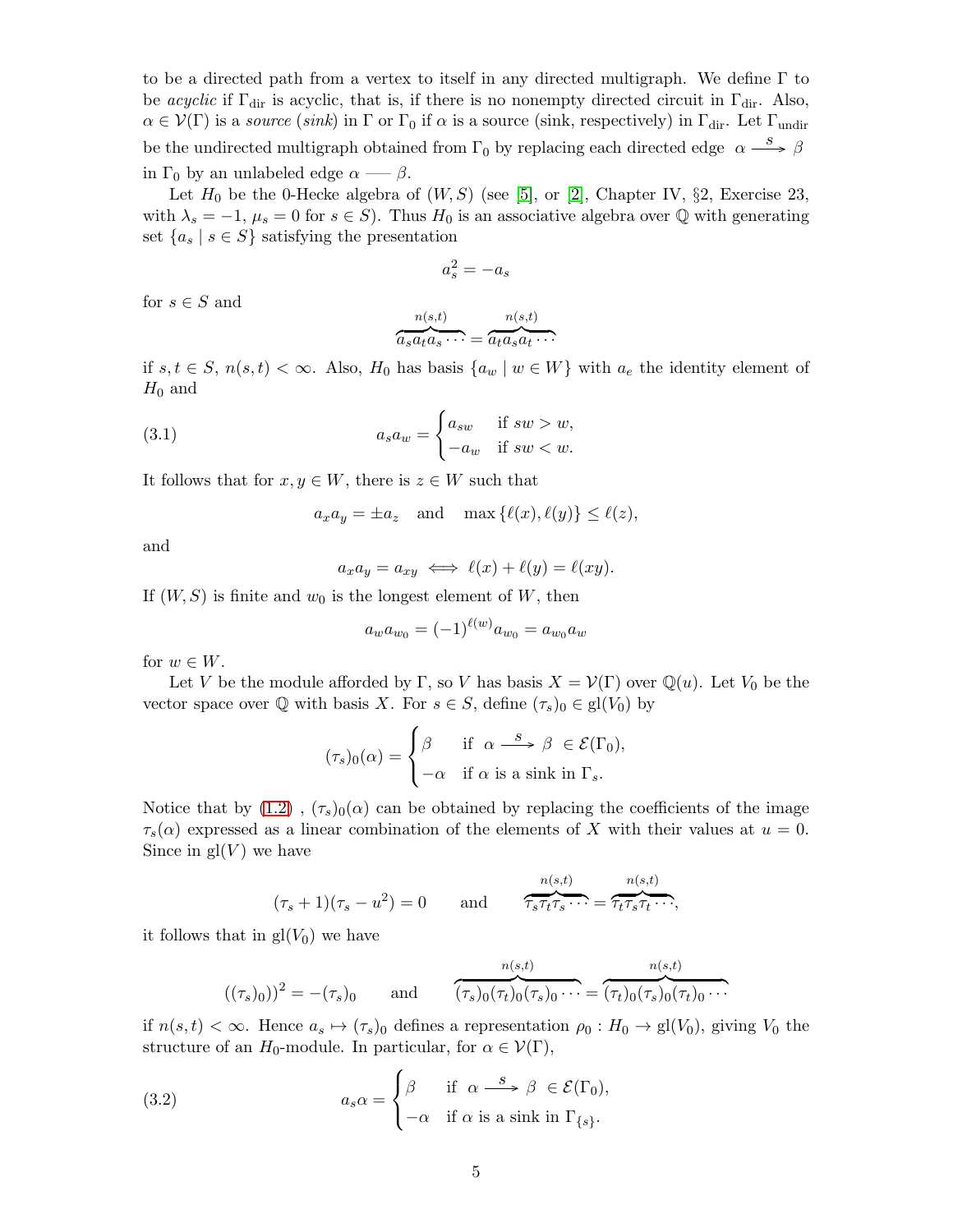to be a directed path from a vertex to itself in any directed multigraph. We define $\Gamma$ to be *acyclic* if $\Gamma_{\mathrm{dir}}$ is acyclic, that is, if there is no nonempty directed circuit in $\Gamma_{\mathrm{dir}}$. Also, $\alpha \in \mathcal{V}(\Gamma)$ is a *source* (*sink*) in $\Gamma$ or $\Gamma_0$ if $\alpha$ is a source (sink, respectively) in $\Gamma_{\mathrm{dir}}$. Let $\Gamma_{\mathrm{undir}}$ be the undirected multigraph obtained from $\Gamma_0$ by replacing each directed edge $\alpha \xrightarrow{\ s\ } \beta$ in $\Gamma_0$ by an unlabeled edge $\alpha$ —— $\beta$.

Let $H_0$ be the 0-Hecke algebra of $(W, S)$ (see [5], or [2], Chapter IV, §2, Exercise 23, with $\lambda_s = -1$, $\mu_s = 0$ for $s \in S$). Thus $H_0$ is an associative algebra over $\mathbb{Q}$ with generating set $\{a_s \mid s \in S\}$ satisfying the presentation

$$a_s^2 = -a_s$$

for $s \in S$ and

$$\overbrace{a_s a_t a_s \cdots}^{n(s,t)} = \overbrace{a_t a_s a_t \cdots}^{n(s,t)}$$

if $s, t \in S$, $n(s,t) < \infty$. Also, $H_0$ has basis $\{a_w \mid w \in W\}$ with $a_e$ the identity element of $H_0$ and

$$a_s a_w = \begin{cases} a_{sw} & \text{if } sw > w, \\ -a_w & \text{if } sw < w. \end{cases} \tag{3.1}$$

It follows that for $x, y \in W$, there is $z \in W$ such that

$$a_x a_y = \pm a_z \quad \text{and} \quad \max\{\ell(x), \ell(y)\} \leq \ell(z),$$

and

$$a_x a_y = a_{xy} \iff \ell(x) + \ell(y) = \ell(xy).$$

If $(W, S)$ is finite and $w_0$ is the longest element of $W$, then

$$a_w a_{w_0} = (-1)^{\ell(w)} a_{w_0} = a_{w_0} a_w$$

for $w \in W$.

Let $V$ be the module afforded by $\Gamma$, so $V$ has basis $X = \mathcal{V}(\Gamma)$ over $\mathbb{Q}(u)$. Let $V_0$ be the vector space over $\mathbb{Q}$ with basis $X$. For $s \in S$, define $(\tau_s)_0 \in \mathrm{gl}(V_0)$ by

$$(\tau_s)_0(\alpha) = \begin{cases} \beta & \text{if } \alpha \xrightarrow{\ s\ } \beta \in \mathcal{E}(\Gamma_0), \\ -\alpha & \text{if } \alpha \text{ is a sink in } \Gamma_s. \end{cases}$$

Notice that by (1.2) , $(\tau_s)_0(\alpha)$ can be obtained by replacing the coefficients of the image $\tau_s(\alpha)$ expressed as a linear combination of the elements of $X$ with their values at $u = 0$. Since in $\mathrm{gl}(V)$ we have

$$(\tau_s + 1)(\tau_s - u^2) = 0 \qquad \text{and} \qquad \overbrace{\tau_s \tau_t \tau_s \cdots}^{n(s,t)} = \overbrace{\tau_t \tau_s \tau_t \cdots}^{n(s,t)},$$

it follows that in $\mathrm{gl}(V_0)$ we have

$$((\tau_s)_0))^2 = -(\tau_s)_0 \qquad \text{and} \qquad \overbrace{(\tau_s)_0 (\tau_t)_0 (\tau_s)_0 \cdots}^{n(s,t)} = \overbrace{(\tau_t)_0 (\tau_s)_0 (\tau_t)_0 \cdots}^{n(s,t)}$$

if $n(s,t) < \infty$. Hence $a_s \mapsto (\tau_s)_0$ defines a representation $\rho_0 : H_0 \to \mathrm{gl}(V_0)$, giving $V_0$ the structure of an $H_0$-module. In particular, for $\alpha \in \mathcal{V}(\Gamma)$,

$$a_s \alpha = \begin{cases} \beta & \text{if } \alpha \xrightarrow{\ s\ } \beta \in \mathcal{E}(\Gamma_0), \\ -\alpha & \text{if } \alpha \text{ is a sink in } \Gamma_{\{s\}}. \end{cases} \tag{3.2}$$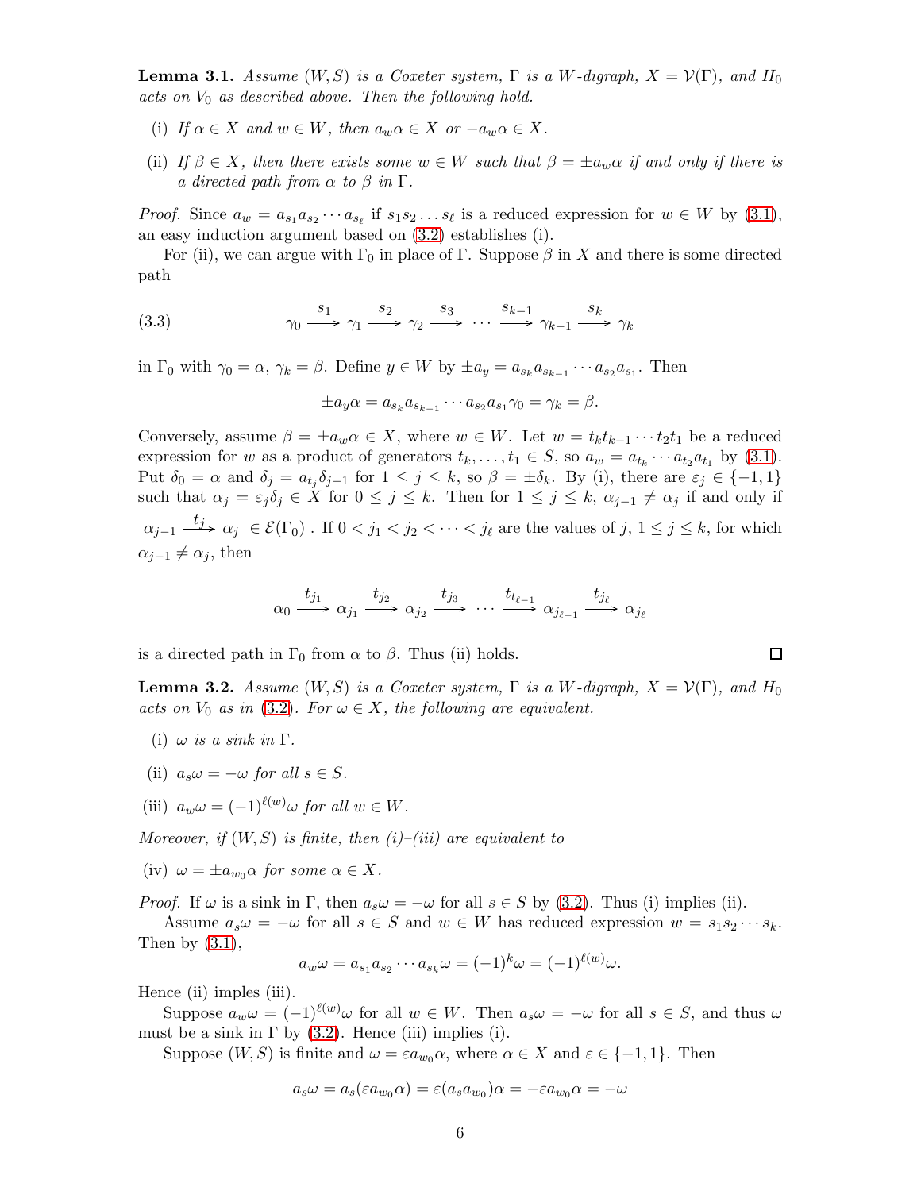**Lemma 3.1.** *Assume $(W,S)$ is a Coxeter system, $\Gamma$ is a $W$-digraph, $X = \mathcal{V}(\Gamma)$, and $H_0$ acts on $V_0$ as described above. Then the following hold.*

- (i) *If $\alpha \in X$ and $w \in W$, then $a_w\alpha \in X$ or $-a_w\alpha \in X$.*
- (ii) *If $\beta \in X$, then there exists some $w \in W$ such that $\beta = \pm a_w\alpha$ if and only if there is a directed path from $\alpha$ to $\beta$ in $\Gamma$.*

*Proof.* Since $a_w = a_{s_1}a_{s_2}\cdots a_{s_\ell}$ if $s_1s_2\ldots s_\ell$ is a reduced expression for $w \in W$ by (3.1), an easy induction argument based on (3.2) establishes (i).

For (ii), we can argue with $\Gamma_0$ in place of $\Gamma$. Suppose $\beta$ in $X$ and there is some directed path

$$\gamma_0 \xrightarrow{s_1} \gamma_1 \xrightarrow{s_2} \gamma_2 \xrightarrow{s_3} \cdots \xrightarrow{s_{k-1}} \gamma_{k-1} \xrightarrow{s_k} \gamma_k \tag{3.3}$$

in $\Gamma_0$ with $\gamma_0 = \alpha$, $\gamma_k = \beta$. Define $y \in W$ by $\pm a_y = a_{s_k}a_{s_{k-1}}\cdots a_{s_2}a_{s_1}$. Then

$$\pm a_y\alpha = a_{s_k}a_{s_{k-1}}\cdots a_{s_2}a_{s_1}\gamma_0 = \gamma_k = \beta.$$

Conversely, assume $\beta = \pm a_w\alpha \in X$, where $w \in W$. Let $w = t_kt_{k-1}\cdots t_2t_1$ be a reduced expression for $w$ as a product of generators $t_k,\ldots,t_1 \in S$, so $a_w = a_{t_k}\cdots a_{t_2}a_{t_1}$ by (3.1). Put $\delta_0 = \alpha$ and $\delta_j = a_{t_j}\delta_{j-1}$ for $1 \le j \le k$, so $\beta = \pm\delta_k$. By (i), there are $\varepsilon_j \in \{-1,1\}$ such that $\alpha_j = \varepsilon_j\delta_j \in X$ for $0 \le j \le k$. Then for $1 \le j \le k$, $\alpha_{j-1} \ne \alpha_j$ if and only if $\alpha_{j-1} \xrightarrow{t_j} \alpha_j \in \mathcal{E}(\Gamma_0)$. If $0 < j_1 < j_2 < \cdots < j_\ell$ are the values of $j$, $1 \le j \le k$, for which $\alpha_{j-1} \ne \alpha_j$, then

$$\alpha_0 \xrightarrow{t_{j_1}} \alpha_{j_1} \xrightarrow{t_{j_2}} \alpha_{j_2} \xrightarrow{t_{j_3}} \cdots \xrightarrow{t_{t_{\ell-1}}} \alpha_{j_{\ell-1}} \xrightarrow{t_{j_\ell}} \alpha_{j_\ell}$$

is a directed path in $\Gamma_0$ from $\alpha$ to $\beta$. Thus (ii) holds. $\square$

**Lemma 3.2.** *Assume $(W,S)$ is a Coxeter system, $\Gamma$ is a $W$-digraph, $X = \mathcal{V}(\Gamma)$, and $H_0$ acts on $V_0$ as in (3.2). For $\omega \in X$, the following are equivalent.*

- (i) *$\omega$ is a sink in $\Gamma$.*
- (ii) *$a_s\omega = -\omega$ for all $s \in S$.*
- (iii) *$a_w\omega = (-1)^{\ell(w)}\omega$ for all $w \in W$.*

*Moreover, if $(W,S)$ is finite, then (i)–(iii) are equivalent to*

- (iv) *$\omega = \pm a_{w_0}\alpha$ for some $\alpha \in X$.*

*Proof.* If $\omega$ is a sink in $\Gamma$, then $a_s\omega = -\omega$ for all $s \in S$ by (3.2). Thus (i) implies (ii).

Assume $a_s\omega = -\omega$ for all $s \in S$ and $w \in W$ has reduced expression $w = s_1s_2\cdots s_k$. Then by (3.1),

$$a_w\omega = a_{s_1}a_{s_2}\cdots a_{s_k}\omega = (-1)^k\omega = (-1)^{\ell(w)}\omega.$$

Hence (ii) imples (iii).

Suppose $a_w\omega = (-1)^{\ell(w)}\omega$ for all $w \in W$. Then $a_s\omega = -\omega$ for all $s \in S$, and thus $\omega$ must be a sink in $\Gamma$ by (3.2). Hence (iii) implies (i).

Suppose $(W,S)$ is finite and $\omega = \varepsilon a_{w_0}\alpha$, where $\alpha \in X$ and $\varepsilon \in \{-1,1\}$. Then

$$a_s\omega = a_s(\varepsilon a_{w_0}\alpha) = \varepsilon(a_sa_{w_0})\alpha = -\varepsilon a_{w_0}\alpha = -\omega$$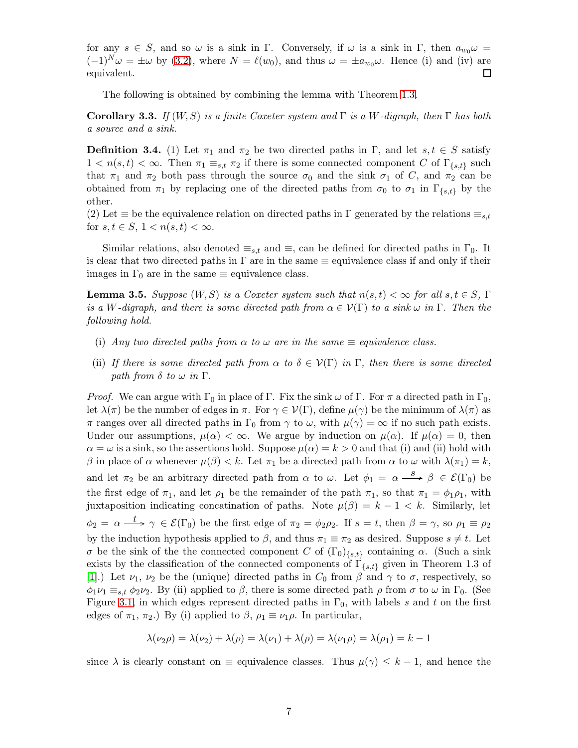for any $s \in S$, and so $\omega$ is a sink in $\Gamma$. Conversely, if $\omega$ is a sink in $\Gamma$, then $a_{w_0}\omega = (-1)^N \omega = \pm\omega$ by (3.2), where $N = \ell(w_0)$, and thus $\omega = \pm a_{w_0}\omega$. Hence (i) and (iv) are equivalent. □

The following is obtained by combining the lemma with Theorem 1.3.

**Corollary 3.3.** *If $(W, S)$ is a finite Coxeter system and $\Gamma$ is a $W$-digraph, then $\Gamma$ has both a source and a sink.*

**Definition 3.4.** (1) Let $\pi_1$ and $\pi_2$ be two directed paths in $\Gamma$, and let $s, t \in S$ satisfy $1 < n(s,t) < \infty$. Then $\pi_1 \equiv_{s,t} \pi_2$ if there is some connected component $C$ of $\Gamma_{\{s,t\}}$ such that $\pi_1$ and $\pi_2$ both pass through the source $\sigma_0$ and the sink $\sigma_1$ of $C$, and $\pi_2$ can be obtained from $\pi_1$ by replacing one of the directed paths from $\sigma_0$ to $\sigma_1$ in $\Gamma_{\{s,t\}}$ by the other.
(2) Let $\equiv$ be the equivalence relation on directed paths in $\Gamma$ generated by the relations $\equiv_{s,t}$ for $s, t \in S$, $1 < n(s,t) < \infty$.

Similar relations, also denoted $\equiv_{s,t}$ and $\equiv$, can be defined for directed paths in $\Gamma_0$. It is clear that two directed paths in $\Gamma$ are in the same $\equiv$ equivalence class if and only if their images in $\Gamma_0$ are in the same $\equiv$ equivalence class.

**Lemma 3.5.** *Suppose $(W, S)$ is a Coxeter system such that $n(s,t) < \infty$ for all $s, t \in S$, $\Gamma$ is a $W$-digraph, and there is some directed path from $\alpha \in \mathcal{V}(\Gamma)$ to a sink $\omega$ in $\Gamma$. Then the following hold.*

- (i) *Any two directed paths from $\alpha$ to $\omega$ are in the same $\equiv$ equivalence class.*
- (ii) *If there is some directed path from $\alpha$ to $\delta \in \mathcal{V}(\Gamma)$ in $\Gamma$, then there is some directed path from $\delta$ to $\omega$ in $\Gamma$.*

*Proof.* We can argue with $\Gamma_0$ in place of $\Gamma$. Fix the sink $\omega$ of $\Gamma$. For $\pi$ a directed path in $\Gamma_0$, let $\lambda(\pi)$ be the number of edges in $\pi$. For $\gamma \in \mathcal{V}(\Gamma)$, define $\mu(\gamma)$ be the minimum of $\lambda(\pi)$ as $\pi$ ranges over all directed paths in $\Gamma_0$ from $\gamma$ to $\omega$, with $\mu(\gamma) = \infty$ if no such path exists. Under our assumptions, $\mu(\alpha) < \infty$. We argue by induction on $\mu(\alpha)$. If $\mu(\alpha) = 0$, then $\alpha = \omega$ is a sink, so the assertions hold. Suppose $\mu(\alpha) = k > 0$ and that (i) and (ii) hold with $\beta$ in place of $\alpha$ whenever $\mu(\beta) < k$. Let $\pi_1$ be a directed path from $\alpha$ to $\omega$ with $\lambda(\pi_1) = k$, and let $\pi_2$ be an arbitrary directed path from $\alpha$ to $\omega$. Let $\phi_1 = \alpha \xrightarrow{s} \beta \in \mathcal{E}(\Gamma_0)$ be the first edge of $\pi_1$, and let $\rho_1$ be the remainder of the path $\pi_1$, so that $\pi_1 = \phi_1\rho_1$, with juxtaposition indicating concatination of paths. Note $\mu(\beta) = k - 1 < k$. Similarly, let $\phi_2 = \alpha \xrightarrow{t} \gamma \in \mathcal{E}(\Gamma_0)$ be the first edge of $\pi_2 = \phi_2\rho_2$. If $s = t$, then $\beta = \gamma$, so $\rho_1 \equiv \rho_2$ by the induction hypothesis applied to $\beta$, and thus $\pi_1 \equiv \pi_2$ as desired. Suppose $s \neq t$. Let $\sigma$ be the sink of the the connected component $C$ of $(\Gamma_0)_{\{s,t\}}$ containing $\alpha$. (Such a sink exists by the classification of the connected components of $\Gamma_{\{s,t\}}$ given in Theorem 1.3 of [1].) Let $\nu_1$, $\nu_2$ be the (unique) directed paths in $C_0$ from $\beta$ and $\gamma$ to $\sigma$, respectively, so $\phi_1\nu_1 \equiv_{s,t} \phi_2\nu_2$. By (ii) applied to $\beta$, there is some directed path $\rho$ from $\sigma$ to $\omega$ in $\Gamma_0$. (See Figure 3.1, in which edges represent directed paths in $\Gamma_0$, with labels $s$ and $t$ on the first edges of $\pi_1$, $\pi_2$.) By (i) applied to $\beta$, $\rho_1 \equiv \nu_1\rho$. In particular,

$$\lambda(\nu_2\rho) = \lambda(\nu_2) + \lambda(\rho) = \lambda(\nu_1) + \lambda(\rho) = \lambda(\nu_1\rho) = \lambda(\rho_1) = k - 1$$

since $\lambda$ is clearly constant on $\equiv$ equivalence classes. Thus $\mu(\gamma) \leq k - 1$, and hence the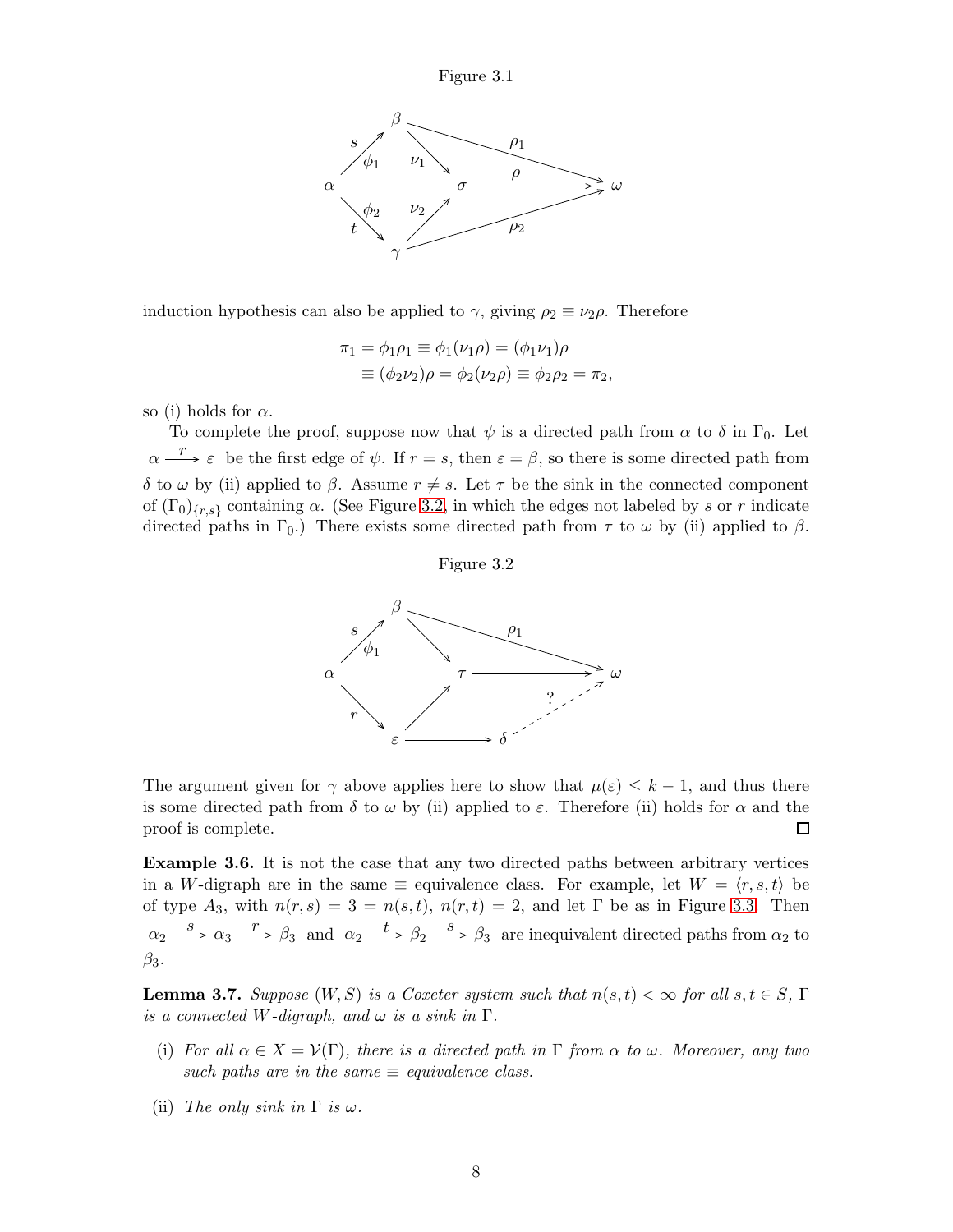Figure 3.1

$\alpha$ $\beta$ $\gamma$ $\sigma$ $\omega$ $s$ $t$ $\phi_1$ $\phi_2$ $\nu_1$ $\nu_2$ $\rho$ $\rho_1$ $\rho_2$

induction hypothesis can also be applied to $\gamma$, giving $\rho_2 \equiv \nu_2\rho$. Therefore

$$
\begin{aligned}
\pi_1 = \phi_1\rho_1 &\equiv \phi_1(\nu_1\rho) = (\phi_1\nu_1)\rho \\
&\equiv (\phi_2\nu_2)\rho = \phi_2(\nu_2\rho) \equiv \phi_2\rho_2 = \pi_2,
\end{aligned}
$$

so (i) holds for $\alpha$.

To complete the proof, suppose now that $\psi$ is a directed path from $\alpha$ to $\delta$ in $\Gamma_0$. Let $\alpha \xrightarrow{r} \varepsilon$ be the first edge of $\psi$. If $r = s$, then $\varepsilon = \beta$, so there is some directed path from $\delta$ to $\omega$ by (ii) applied to $\beta$. Assume $r \neq s$. Let $\tau$ be the sink in the connected component of $(\Gamma_0)_{\{r,s\}}$ containing $\alpha$. (See Figure 3.2, in which the edges not labeled by $s$ or $r$ indicate directed paths in $\Gamma_0$.) There exists some directed path from $\tau$ to $\omega$ by (ii) applied to $\beta$.

Figure 3.2

$\alpha$ $\beta$ $\tau$ $\omega$ $\varepsilon$ $\delta$ $s$ $r$ $\phi_1$ $\rho_1$ ?

The argument given for $\gamma$ above applies here to show that $\mu(\varepsilon) \leq k-1$, and thus there is some directed path from $\delta$ to $\omega$ by (ii) applied to $\varepsilon$. Therefore (ii) holds for $\alpha$ and the proof is complete. ☐

**Example 3.6.** It is not the case that any two directed paths between arbitrary vertices in a $W$-digraph are in the same $\equiv$ equivalence class. For example, let $W = \langle r, s, t\rangle$ be of type $A_3$, with $n(r,s) = 3 = n(s,t)$, $n(r,t) = 2$, and let $\Gamma$ be as in Figure 3.3. Then $\alpha_2 \xrightarrow{s} \alpha_3 \xrightarrow{r} \beta_3$ and $\alpha_2 \xrightarrow{t} \beta_2 \xrightarrow{s} \beta_3$ are inequivalent directed paths from $\alpha_2$ to $\beta_3$.

**Lemma 3.7.** *Suppose $(W,S)$ is a Coxeter system such that $n(s,t) < \infty$ for all $s,t \in S$, $\Gamma$ is a connected $W$-digraph, and $\omega$ is a sink in $\Gamma$.*

(i) *For all $\alpha \in X = \mathcal{V}(\Gamma)$, there is a directed path in $\Gamma$ from $\alpha$ to $\omega$. Moreover, any two such paths are in the same $\equiv$ equivalence class.*

(ii) *The only sink in $\Gamma$ is $\omega$.*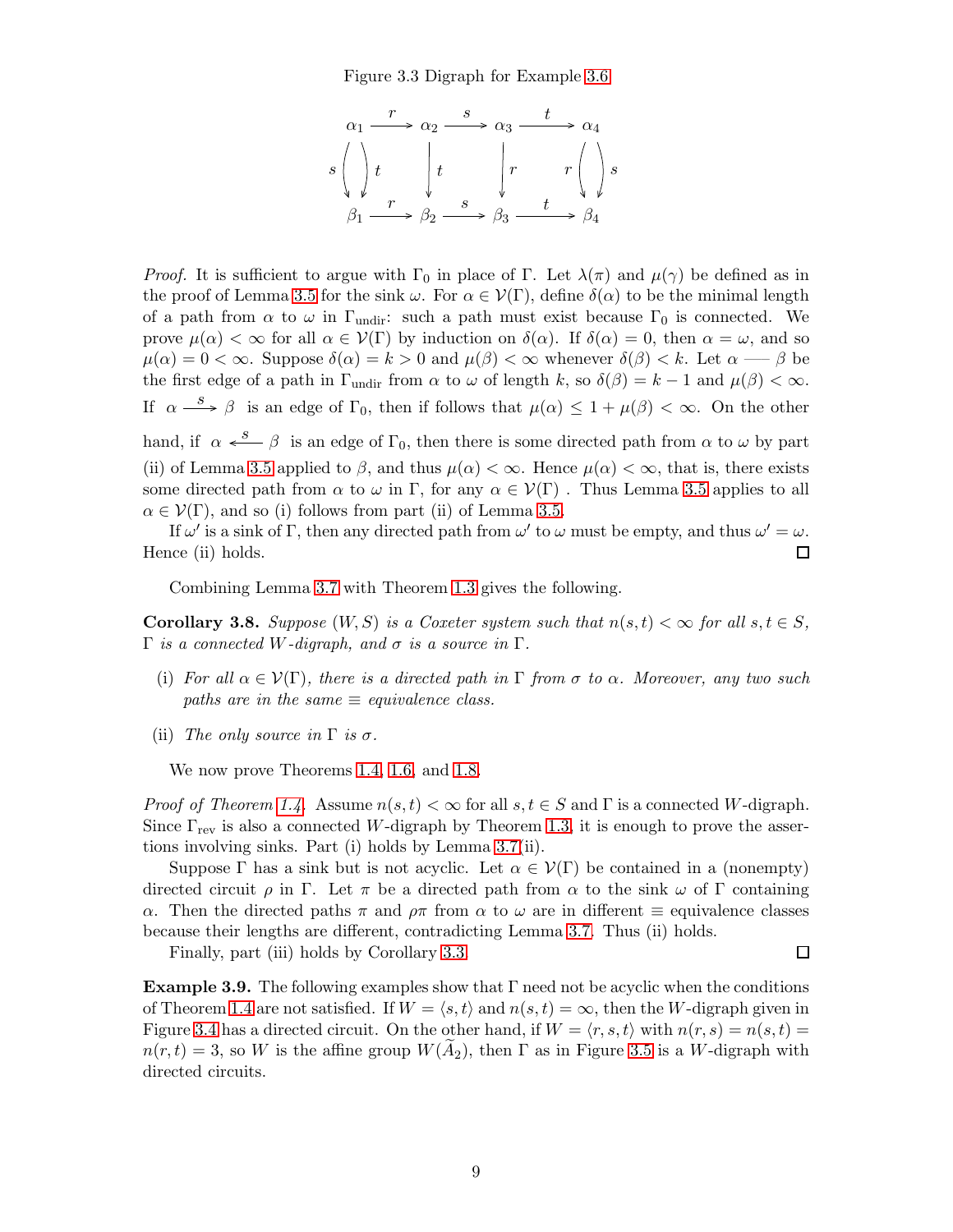Figure 3.3 Digraph for Example 3.6

$$
\begin{array}{ccccccc}
\alpha_1 & \xrightarrow{r} & \alpha_2 & \xrightarrow{s} & \alpha_3 & \xrightarrow{t} & \alpha_4 \\
s \downarrow \downarrow t & & \downarrow t & & \downarrow r & & r \downarrow \downarrow s \\
\beta_1 & \xrightarrow{r} & \beta_2 & \xrightarrow{s} & \beta_3 & \xrightarrow{t} & \beta_4
\end{array}
$$

*Proof.* It is sufficient to argue with $\Gamma_0$ in place of $\Gamma$. Let $\lambda(\pi)$ and $\mu(\gamma)$ be defined as in the proof of Lemma 3.5 for the sink $\omega$. For $\alpha \in \mathcal{V}(\Gamma)$, define $\delta(\alpha)$ to be the minimal length of a path from $\alpha$ to $\omega$ in $\Gamma_{\text{undir}}$: such a path must exist because $\Gamma_0$ is connected. We prove $\mu(\alpha) < \infty$ for all $\alpha \in \mathcal{V}(\Gamma)$ by induction on $\delta(\alpha)$. If $\delta(\alpha) = 0$, then $\alpha = \omega$, and so $\mu(\alpha) = 0 < \infty$. Suppose $\delta(\alpha) = k > 0$ and $\mu(\beta) < \infty$ whenever $\delta(\beta) < k$. Let $\alpha \text{ --- } \beta$ be the first edge of a path in $\Gamma_{\text{undir}}$ from $\alpha$ to $\omega$ of length $k$, so $\delta(\beta) = k - 1$ and $\mu(\beta) < \infty$. If $\alpha \xrightarrow{s} \beta$ is an edge of $\Gamma_0$, then if follows that $\mu(\alpha) \leq 1 + \mu(\beta) < \infty$. On the other hand, if $\alpha \xleftarrow{s} \beta$ is an edge of $\Gamma_0$, then there is some directed path from $\alpha$ to $\omega$ by part (ii) of Lemma 3.5 applied to $\beta$, and thus $\mu(\alpha) < \infty$. Hence $\mu(\alpha) < \infty$, that is, there exists some directed path from $\alpha$ to $\omega$ in $\Gamma$, for any $\alpha \in \mathcal{V}(\Gamma)$ . Thus Lemma 3.5 applies to all $\alpha \in \mathcal{V}(\Gamma)$, and so (i) follows from part (ii) of Lemma 3.5.

If $\omega'$ is a sink of $\Gamma$, then any directed path from $\omega'$ to $\omega$ must be empty, and thus $\omega' = \omega$. Hence (ii) holds. $\square$

Combining Lemma 3.7 with Theorem 1.3 gives the following.

**Corollary 3.8.** *Suppose $(W, S)$ is a Coxeter system such that $n(s,t) < \infty$ for all $s, t \in S$, $\Gamma$ is a connected $W$-digraph, and $\sigma$ is a source in $\Gamma$.*

- (i) *For all $\alpha \in \mathcal{V}(\Gamma)$, there is a directed path in $\Gamma$ from $\sigma$ to $\alpha$. Moreover, any two such paths are in the same $\equiv$ equivalence class.*
- (ii) *The only source in $\Gamma$ is $\sigma$.*

We now prove Theorems 1.4, 1.6, and 1.8.

*Proof of Theorem 1.4.* Assume $n(s,t) < \infty$ for all $s, t \in S$ and $\Gamma$ is a connected $W$-digraph. Since $\Gamma_{\text{rev}}$ is also a connected $W$-digraph by Theorem 1.3, it is enough to prove the assertions involving sinks. Part (i) holds by Lemma 3.7(ii).

Suppose $\Gamma$ has a sink but is not acyclic. Let $\alpha \in \mathcal{V}(\Gamma)$ be contained in a (nonempty) directed circuit $\rho$ in $\Gamma$. Let $\pi$ be a directed path from $\alpha$ to the sink $\omega$ of $\Gamma$ containing $\alpha$. Then the directed paths $\pi$ and $\rho\pi$ from $\alpha$ to $\omega$ are in different $\equiv$ equivalence classes because their lengths are different, contradicting Lemma 3.7. Thus (ii) holds.

Finally, part (iii) holds by Corollary 3.3. $\square$

**Example 3.9.** The following examples show that $\Gamma$ need not be acyclic when the conditions of Theorem 1.4 are not satisfied. If $W = \langle s, t \rangle$ and $n(s,t) = \infty$, then the $W$-digraph given in Figure 3.4 has a directed circuit. On the other hand, if $W = \langle r, s, t \rangle$ with $n(r,s) = n(s,t) = n(r,t) = 3$, so $W$ is the affine group $W(\widetilde{A}_2)$, then $\Gamma$ as in Figure 3.5 is a $W$-digraph with directed circuits.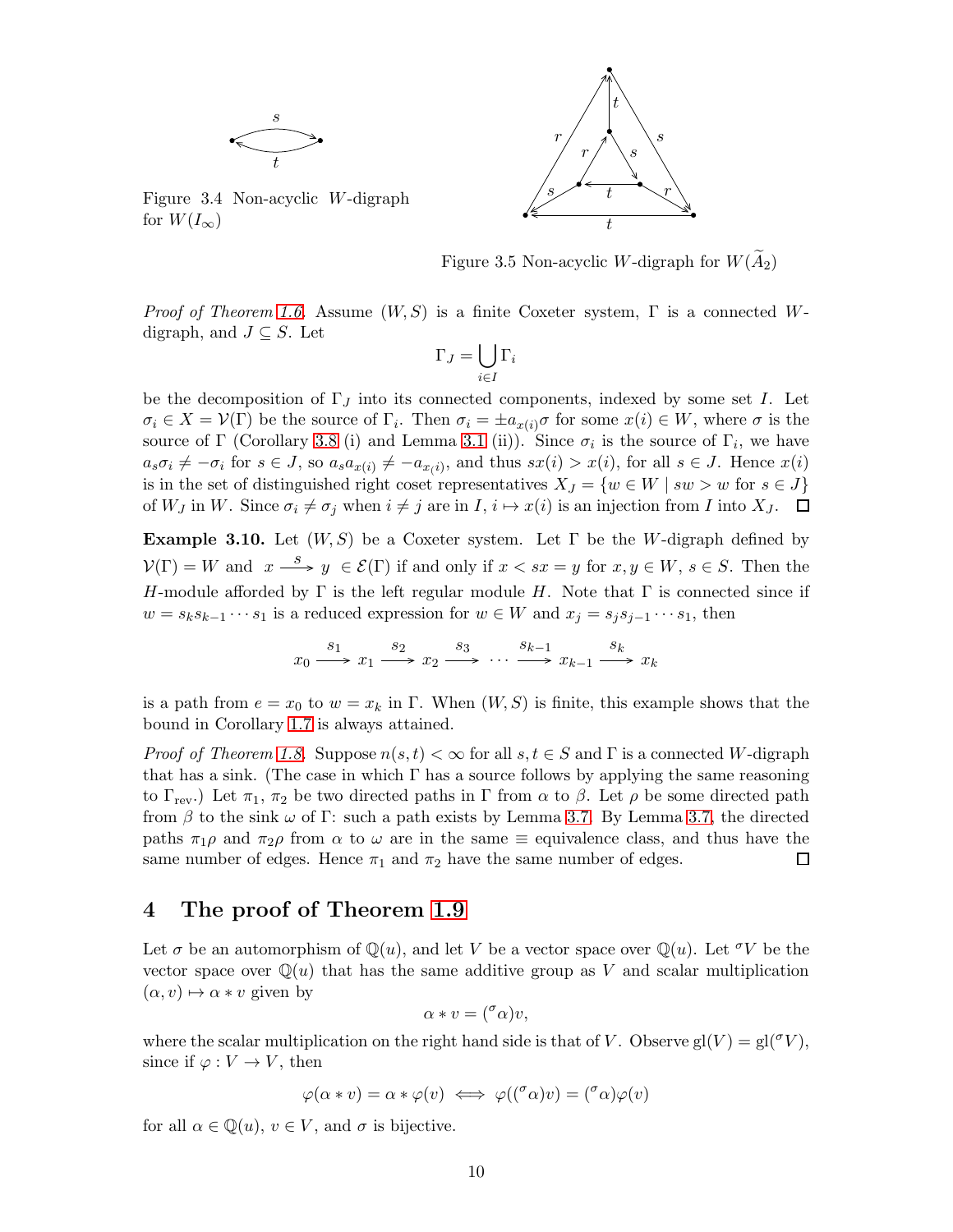Figure 3.4 Non-acyclic $W$-digraph for $W(I_\infty)$

Figure 3.5 Non-acyclic $W$-digraph for $W(\widetilde{A}_2)$

*Proof of Theorem 1.6.* Assume $(W,S)$ is a finite Coxeter system, $\Gamma$ is a connected $W$-digraph, and $J \subseteq S$. Let

$$\Gamma_J = \bigcup_{i \in I} \Gamma_i$$

be the decomposition of $\Gamma_J$ into its connected components, indexed by some set $I$. Let $\sigma_i \in X = \mathcal{V}(\Gamma)$ be the source of $\Gamma_i$. Then $\sigma_i = \pm a_{x(i)}\sigma$ for some $x(i) \in W$, where $\sigma$ is the source of $\Gamma$ (Corollary 3.8 (i) and Lemma 3.1 (ii)). Since $\sigma_i$ is the source of $\Gamma_i$, we have $a_s\sigma_i \neq -\sigma_i$ for $s \in J$, so $a_s a_{x(i)} \neq -a_{x(i)}$, and thus $sx(i) > x(i)$, for all $s \in J$. Hence $x(i)$ is in the set of distinguished right coset representatives $X_J = \{w \in W \mid sw > w \text{ for } s \in J\}$ of $W_J$ in $W$. Since $\sigma_i \neq \sigma_j$ when $i \neq j$ are in $I$, $i \mapsto x(i)$ is an injection from $I$ into $X_J$. □

**Example 3.10.** Let $(W,S)$ be a Coxeter system. Let $\Gamma$ be the $W$-digraph defined by $\mathcal{V}(\Gamma) = W$ and $x \xrightarrow{s} y \in \mathcal{E}(\Gamma)$ if and only if $x < sx = y$ for $x, y \in W$, $s \in S$. Then the $H$-module afforded by $\Gamma$ is the left regular module $H$. Note that $\Gamma$ is connected since if $w = s_k s_{k-1} \cdots s_1$ is a reduced expression for $w \in W$ and $x_j = s_j s_{j-1} \cdots s_1$, then

$$x_0 \xrightarrow{s_1} x_1 \xrightarrow{s_2} x_2 \xrightarrow{s_3} \cdots \xrightarrow{s_{k-1}} x_{k-1} \xrightarrow{s_k} x_k$$

is a path from $e = x_0$ to $w = x_k$ in $\Gamma$. When $(W,S)$ is finite, this example shows that the bound in Corollary 1.7 is always attained.

*Proof of Theorem 1.8.* Suppose $n(s,t) < \infty$ for all $s, t \in S$ and $\Gamma$ is a connected $W$-digraph that has a sink. (The case in which $\Gamma$ has a source follows by applying the same reasoning to $\Gamma_{\mathrm{rev}}$.) Let $\pi_1$, $\pi_2$ be two directed paths in $\Gamma$ from $\alpha$ to $\beta$. Let $\rho$ be some directed path from $\beta$ to the sink $\omega$ of $\Gamma$: such a path exists by Lemma 3.7. By Lemma 3.7, the directed paths $\pi_1\rho$ and $\pi_2\rho$ from $\alpha$ to $\omega$ are in the same $\equiv$ equivalence class, and thus have the same number of edges. Hence $\pi_1$ and $\pi_2$ have the same number of edges. □

## 4 The proof of Theorem 1.9

Let $\sigma$ be an automorphism of $\mathbb{Q}(u)$, and let $V$ be a vector space over $\mathbb{Q}(u)$. Let ${}^{\sigma}V$ be the vector space over $\mathbb{Q}(u)$ that has the same additive group as $V$ and scalar multiplication $(\alpha, v) \mapsto \alpha * v$ given by

$$\alpha * v = ({}^{\sigma}\alpha)v,$$

where the scalar multiplication on the right hand side is that of $V$. Observe $\mathrm{gl}(V) = \mathrm{gl}({}^{\sigma}V)$, since if $\varphi : V \to V$, then

$$\varphi(\alpha * v) = \alpha * \varphi(v) \iff \varphi(({}^{\sigma}\alpha)v) = ({}^{\sigma}\alpha)\varphi(v)$$

for all $\alpha \in \mathbb{Q}(u)$, $v \in V$, and $\sigma$ is bijective.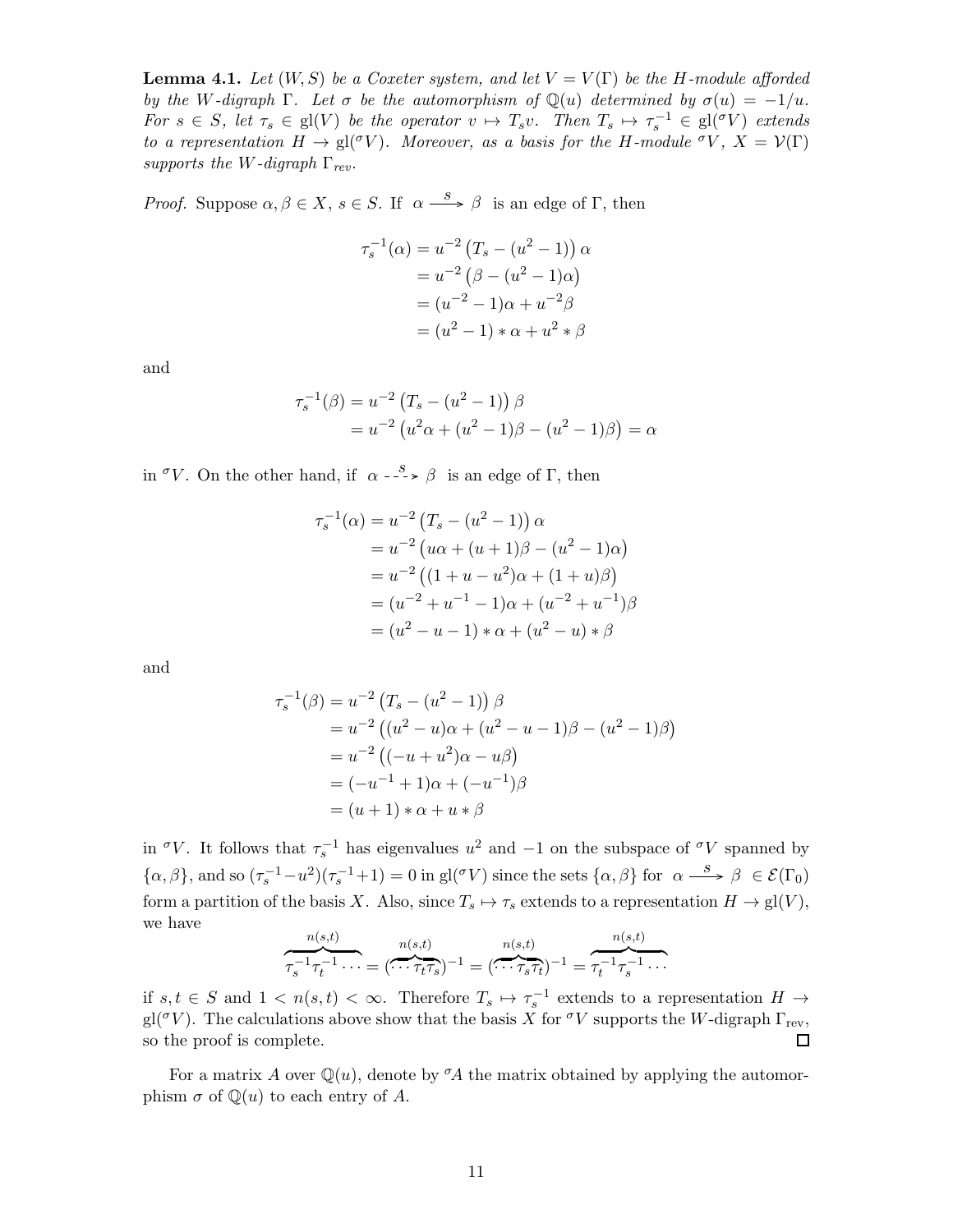**Lemma 4.1.** *Let $(W, S)$ be a Coxeter system, and let $V = V(\Gamma)$ be the $H$-module afforded by the $W$-digraph $\Gamma$. Let $\sigma$ be the automorphism of $\mathbb{Q}(u)$ determined by $\sigma(u) = -1/u$. For $s \in S$, let $\tau_s \in \mathrm{gl}(V)$ be the operator $v \mapsto T_s v$. Then $T_s \mapsto \tau_s^{-1} \in \mathrm{gl}({}^\sigma V)$ extends to a representation $H \to \mathrm{gl}({}^\sigma V)$. Moreover, as a basis for the $H$-module ${}^\sigma V$, $X = \mathcal{V}(\Gamma)$ supports the $W$-digraph $\Gamma_{rev}$.*

*Proof.* Suppose $\alpha, \beta \in X$, $s \in S$. If $\alpha \xrightarrow{\ s\ } \beta$ is an edge of $\Gamma$, then

$$\begin{aligned}
\tau_s^{-1}(\alpha) &= u^{-2}\left(T_s - (u^2-1)\right)\alpha \\
&= u^{-2}\left(\beta - (u^2-1)\alpha\right) \\
&= (u^{-2}-1)\alpha + u^{-2}\beta \\
&= (u^2-1) * \alpha + u^2 * \beta
\end{aligned}$$

and

$$\begin{aligned}
\tau_s^{-1}(\beta) &= u^{-2}\left(T_s - (u^2-1)\right)\beta \\
&= u^{-2}\left(u^2\alpha + (u^2-1)\beta - (u^2-1)\beta\right) = \alpha
\end{aligned}$$

in ${}^\sigma V$. On the other hand, if $\alpha \overset{s}{\dashrightarrow} \beta$ is an edge of $\Gamma$, then

$$\begin{aligned}
\tau_s^{-1}(\alpha) &= u^{-2}\left(T_s - (u^2-1)\right)\alpha \\
&= u^{-2}\left(u\alpha + (u+1)\beta - (u^2-1)\alpha\right) \\
&= u^{-2}\left((1+u-u^2)\alpha + (1+u)\beta\right) \\
&= (u^{-2}+u^{-1}-1)\alpha + (u^{-2}+u^{-1})\beta \\
&= (u^2-u-1) * \alpha + (u^2-u) * \beta
\end{aligned}$$

and

$$\begin{aligned}
\tau_s^{-1}(\beta) &= u^{-2}\left(T_s - (u^2-1)\right)\beta \\
&= u^{-2}\left((u^2-u)\alpha + (u^2-u-1)\beta - (u^2-1)\beta\right) \\
&= u^{-2}\left((-u+u^2)\alpha - u\beta\right) \\
&= (-u^{-1}+1)\alpha + (-u^{-1})\beta \\
&= (u+1) * \alpha + u * \beta
\end{aligned}$$

in ${}^\sigma V$. It follows that $\tau_s^{-1}$ has eigenvalues $u^2$ and $-1$ on the subspace of ${}^\sigma V$ spanned by $\{\alpha, \beta\}$, and so $(\tau_s^{-1} - u^2)(\tau_s^{-1}+1) = 0$ in $\mathrm{gl}({}^\sigma V)$ since the sets $\{\alpha, \beta\}$ for $\alpha \xrightarrow{\ s\ } \beta \in \mathcal{E}(\Gamma_0)$ form a partition of the basis $X$. Also, since $T_s \mapsto \tau_s$ extends to a representation $H \to \mathrm{gl}(V)$, we have

$$\overbrace{\tau_s^{-1}\tau_t^{-1}\cdots}^{n(s,t)} = (\overbrace{\cdots\tau_t\tau_s}^{n(s,t)})^{-1} = (\overbrace{\cdots\tau_s\tau_t}^{n(s,t)})^{-1} = \overbrace{\tau_t^{-1}\tau_s^{-1}\cdots}^{n(s,t)}$$

if $s, t \in S$ and $1 < n(s,t) < \infty$. Therefore $T_s \mapsto \tau_s^{-1}$ extends to a representation $H \to \mathrm{gl}({}^\sigma V)$. The calculations above show that the basis $X$ for ${}^\sigma V$ supports the $W$-digraph $\Gamma_{\mathrm{rev}}$, so the proof is complete. □

For a matrix $A$ over $\mathbb{Q}(u)$, denote by ${}^\sigma A$ the matrix obtained by applying the automorphism $\sigma$ of $\mathbb{Q}(u)$ to each entry of $A$.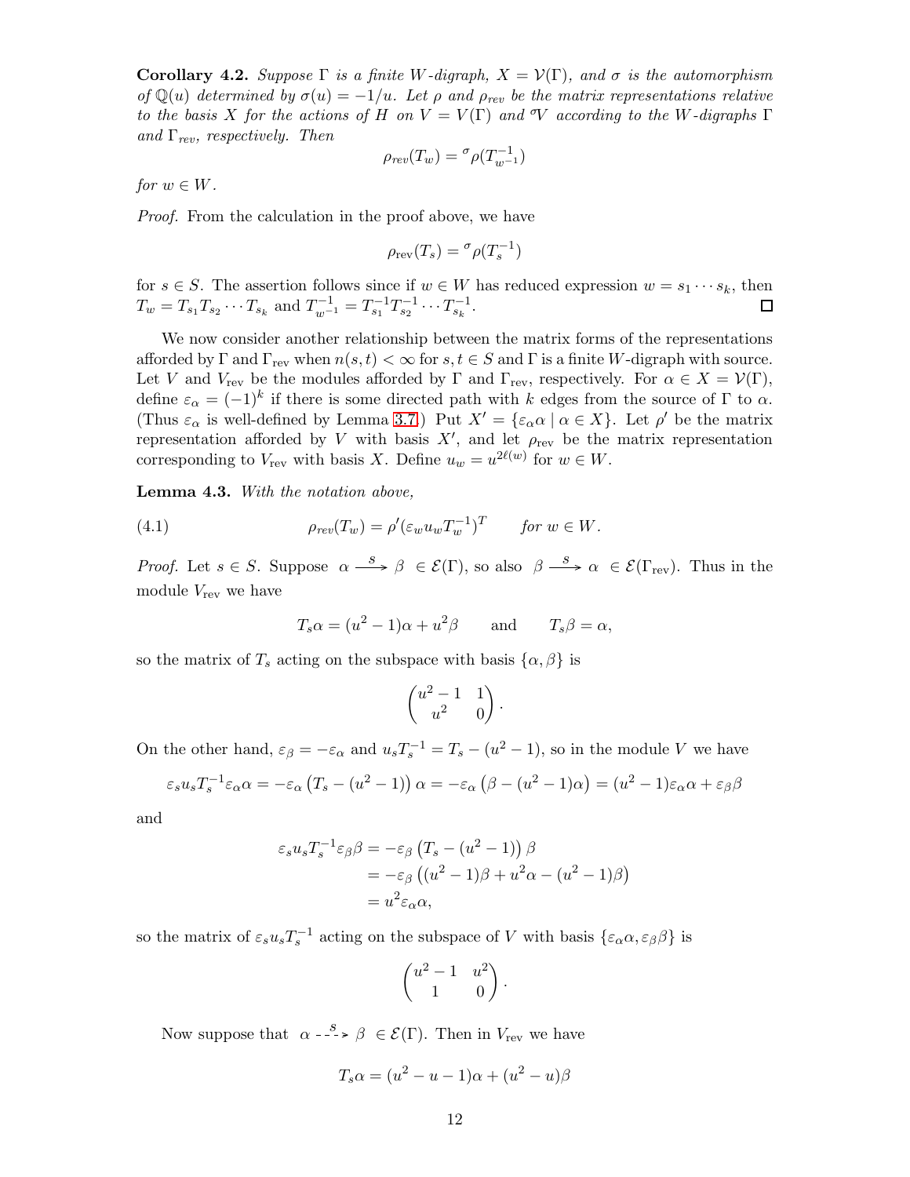**Corollary 4.2.** *Suppose $\Gamma$ is a finite $W$-digraph, $X = \mathcal{V}(\Gamma)$, and $\sigma$ is the automorphism of $\mathbb{Q}(u)$ determined by $\sigma(u) = -1/u$. Let $\rho$ and $\rho_{rev}$ be the matrix representations relative to the basis $X$ for the actions of $H$ on $V = V(\Gamma)$ and ${}^{\sigma}V$ according to the $W$-digraphs $\Gamma$ and $\Gamma_{rev}$, respectively. Then*

$$\rho_{rev}(T_w) = {}^{\sigma}\rho(T_{w^{-1}}^{-1})$$

*for $w \in W$.*

*Proof.* From the calculation in the proof above, we have

$$\rho_{\text{rev}}(T_s) = {}^{\sigma}\rho(T_s^{-1})$$

for $s \in S$. The assertion follows since if $w \in W$ has reduced expression $w = s_1 \cdots s_k$, then $T_w = T_{s_1} T_{s_2} \cdots T_{s_k}$ and $T_{w^{-1}}^{-1} = T_{s_1}^{-1} T_{s_2}^{-1} \cdots T_{s_k}^{-1}$. □

We now consider another relationship between the matrix forms of the representations afforded by $\Gamma$ and $\Gamma_{\text{rev}}$ when $n(s,t) < \infty$ for $s,t \in S$ and $\Gamma$ is a finite $W$-digraph with source. Let $V$ and $V_{\text{rev}}$ be the modules afforded by $\Gamma$ and $\Gamma_{\text{rev}}$, respectively. For $\alpha \in X = \mathcal{V}(\Gamma)$, define $\varepsilon_\alpha = (-1)^k$ if there is some directed path with $k$ edges from the source of $\Gamma$ to $\alpha$. (Thus $\varepsilon_\alpha$ is well-defined by Lemma 3.7.) Put $X' = \{\varepsilon_\alpha \alpha \mid \alpha \in X\}$. Let $\rho'$ be the matrix representation afforded by $V$ with basis $X'$, and let $\rho_{\text{rev}}$ be the matrix representation corresponding to $V_{\text{rev}}$ with basis $X$. Define $u_w = u^{2\ell(w)}$ for $w \in W$.

**Lemma 4.3.** *With the notation above,*

$$\rho_{rev}(T_w) = \rho'(\varepsilon_w u_w T_w^{-1})^T \qquad \text{for } w \in W. \tag{4.1}$$

*Proof.* Let $s \in S$. Suppose $\alpha \xrightarrow{\ s\ } \beta \in \mathcal{E}(\Gamma)$, so also $\beta \xrightarrow{\ s\ } \alpha \in \mathcal{E}(\Gamma_{\text{rev}})$. Thus in the module $V_{\text{rev}}$ we have

$$T_s\alpha = (u^2-1)\alpha + u^2\beta \qquad \text{and} \qquad T_s\beta = \alpha,$$

so the matrix of $T_s$ acting on the subspace with basis $\{\alpha, \beta\}$ is

$$\begin{pmatrix} u^2-1 & 1 \\ u^2 & 0 \end{pmatrix}.$$

On the other hand, $\varepsilon_\beta = -\varepsilon_\alpha$ and $u_s T_s^{-1} = T_s - (u^2-1)$, so in the module $V$ we have

$$\varepsilon_s u_s T_s^{-1} \varepsilon_\alpha \alpha = -\varepsilon_\alpha \left(T_s - (u^2-1)\right)\alpha = -\varepsilon_\alpha \left(\beta - (u^2-1)\alpha\right) = (u^2-1)\varepsilon_\alpha\alpha + \varepsilon_\beta\beta$$

and

$$\begin{aligned} \varepsilon_s u_s T_s^{-1} \varepsilon_\beta \beta &= -\varepsilon_\beta \left(T_s - (u^2-1)\right)\beta \\ &= -\varepsilon_\beta \left((u^2-1)\beta + u^2\alpha - (u^2-1)\beta\right) \\ &= u^2 \varepsilon_\alpha \alpha, \end{aligned}$$

so the matrix of $\varepsilon_s u_s T_s^{-1}$ acting on the subspace of $V$ with basis $\{\varepsilon_\alpha\alpha, \varepsilon_\beta\beta\}$ is

$$\begin{pmatrix} u^2-1 & u^2 \\ 1 & 0 \end{pmatrix}.$$

Now suppose that $\alpha \overset{s}{\dashrightarrow} \beta \in \mathcal{E}(\Gamma)$. Then in $V_{\text{rev}}$ we have

$$T_s\alpha = (u^2-u-1)\alpha + (u^2-u)\beta$$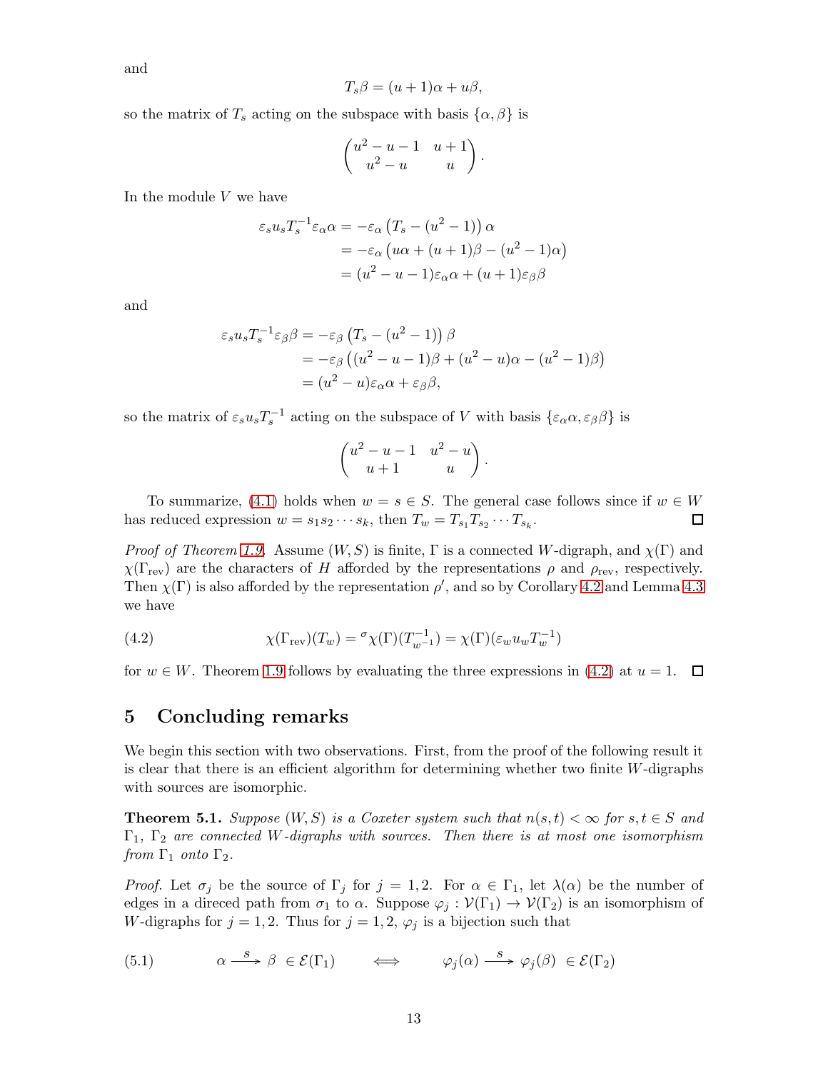and

$$T_s\beta = (u+1)\alpha + u\beta,$$

so the matrix of $T_s$ acting on the subspace with basis $\{\alpha, \beta\}$ is

$$\begin{pmatrix} u^2-u-1 & u+1 \\ u^2-u & u \end{pmatrix}.$$

In the module $V$ we have

$$\begin{aligned}
\varepsilon_s u_s T_s^{-1}\varepsilon_\alpha \alpha &= -\varepsilon_\alpha \left(T_s - (u^2-1)\right)\alpha \\
&= -\varepsilon_\alpha \left(u\alpha + (u+1)\beta - (u^2-1)\alpha\right) \\
&= (u^2-u-1)\varepsilon_\alpha\alpha + (u+1)\varepsilon_\beta\beta
\end{aligned}$$

and

$$\begin{aligned}
\varepsilon_s u_s T_s^{-1}\varepsilon_\beta \beta &= -\varepsilon_\beta \left(T_s - (u^2-1)\right)\beta \\
&= -\varepsilon_\beta \left((u^2-u-1)\beta + (u^2-u)\alpha - (u^2-1)\beta\right) \\
&= (u^2-u)\varepsilon_\alpha\alpha + \varepsilon_\beta\beta,
\end{aligned}$$

so the matrix of $\varepsilon_s u_s T_s^{-1}$ acting on the subspace of $V$ with basis $\{\varepsilon_\alpha\alpha, \varepsilon_\beta\beta\}$ is

$$\begin{pmatrix} u^2-u-1 & u^2-u \\ u+1 & u \end{pmatrix}.$$

To summarize, (4.1) holds when $w = s \in S$. The general case follows since if $w \in W$ has reduced expression $w = s_1 s_2 \cdots s_k$, then $T_w = T_{s_1} T_{s_2} \cdots T_{s_k}$. ☐

*Proof of Theorem 1.9.* Assume $(W, S)$ is finite, $\Gamma$ is a connected $W$-digraph, and $\chi(\Gamma)$ and $\chi(\Gamma_{\mathrm{rev}})$ are the characters of $H$ afforded by the representations $\rho$ and $\rho_{\mathrm{rev}}$, respectively. Then $\chi(\Gamma)$ is also afforded by the representation $\rho'$, and so by Corollary 4.2 and Lemma 4.3 we have

$$\chi(\Gamma_{\mathrm{rev}})(T_w) = {}^{\sigma}\chi(\Gamma)(T_{w^{-1}}^{-1}) = \chi(\Gamma)(\varepsilon_w u_w T_w^{-1}) \tag{4.2}$$

for $w \in W$. Theorem 1.9 follows by evaluating the three expressions in (4.2) at $u = 1$. ☐

## 5 Concluding remarks

We begin this section with two observations. First, from the proof of the following result it is clear that there is an efficient algorithm for determining whether two finite $W$-digraphs with sources are isomorphic.

**Theorem 5.1.** *Suppose $(W, S)$ is a Coxeter system such that $n(s,t) < \infty$ for $s, t \in S$ and $\Gamma_1$, $\Gamma_2$ are connected $W$-digraphs with sources. Then there is at most one isomorphism from $\Gamma_1$ onto $\Gamma_2$.*

*Proof.* Let $\sigma_j$ be the source of $\Gamma_j$ for $j = 1, 2$. For $\alpha \in \Gamma_1$, let $\lambda(\alpha)$ be the number of edges in a direced path from $\sigma_1$ to $\alpha$. Suppose $\varphi_j : \mathcal{V}(\Gamma_1) \to \mathcal{V}(\Gamma_2)$ is an isomorphism of $W$-digraphs for $j = 1, 2$. Thus for $j = 1, 2$, $\varphi_j$ is a bijection such that

$$\alpha \xrightarrow{\ s\ } \beta \ \in \mathcal{E}(\Gamma_1) \qquad \Longleftrightarrow \qquad \varphi_j(\alpha) \xrightarrow{\ s\ } \varphi_j(\beta) \ \in \mathcal{E}(\Gamma_2) \tag{5.1}$$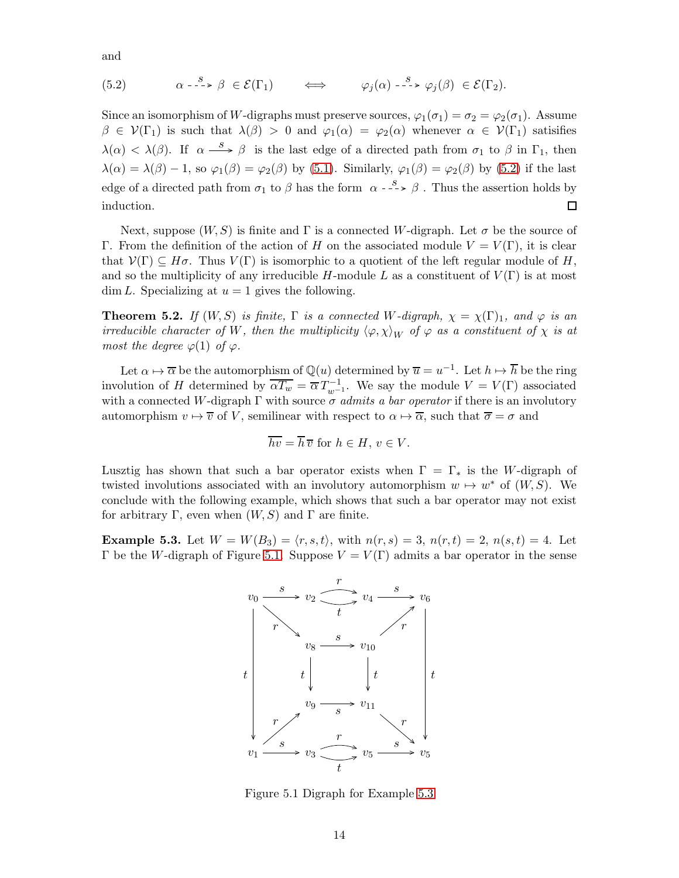and

$$\text{(5.2)} \qquad \alpha \overset{s}{\dashrightarrow} \beta \ \in \mathcal{E}(\Gamma_1) \qquad \Longleftrightarrow \qquad \varphi_j(\alpha) \overset{s}{\dashrightarrow} \varphi_j(\beta) \ \in \mathcal{E}(\Gamma_2).$$

Since an isomorphism of $W$-digraphs must preserve sources, $\varphi_1(\sigma_1) = \sigma_2 = \varphi_2(\sigma_1)$. Assume $\beta \in \mathcal{V}(\Gamma_1)$ is such that $\lambda(\beta) > 0$ and $\varphi_1(\alpha) = \varphi_2(\alpha)$ whenever $\alpha \in \mathcal{V}(\Gamma_1)$ satisifies $\lambda(\alpha) < \lambda(\beta)$. If $\alpha \xrightarrow{s} \beta$ is the last edge of a directed path from $\sigma_1$ to $\beta$ in $\Gamma_1$, then $\lambda(\alpha) = \lambda(\beta) - 1$, so $\varphi_1(\beta) = \varphi_2(\beta)$ by (5.1). Similarly, $\varphi_1(\beta) = \varphi_2(\beta)$ by (5.2) if the last edge of a directed path from $\sigma_1$ to $\beta$ has the form $\alpha \overset{s}{\dashrightarrow} \beta$. Thus the assertion holds by induction. $\square$

Next, suppose $(W, S)$ is finite and $\Gamma$ is a connected $W$-digraph. Let $\sigma$ be the source of $\Gamma$. From the definition of the action of $H$ on the associated module $V = V(\Gamma)$, it is clear that $\mathcal{V}(\Gamma) \subseteq H\sigma$. Thus $V(\Gamma)$ is isomorphic to a quotient of the left regular module of $H$, and so the multiplicity of any irreducible $H$-module $L$ as a constituent of $V(\Gamma)$ is at most $\dim L$. Specializing at $u = 1$ gives the following.

**Theorem 5.2.** *If $(W, S)$ is finite, $\Gamma$ is a connected $W$-digraph, $\chi = \chi(\Gamma)_1$, and $\varphi$ is an irreducible character of $W$, then the multiplicity $\langle \varphi, \chi \rangle_W$ of $\varphi$ as a constituent of $\chi$ is at most the degree $\varphi(1)$ of $\varphi$.*

Let $\alpha \mapsto \overline{\alpha}$ be the automorphism of $\mathbb{Q}(u)$ determined by $\overline{u} = u^{-1}$. Let $h \mapsto \overline{h}$ be the ring involution of $H$ determined by $\overline{\alpha T_w} = \overline{\alpha}\, T_{w^{-1}}^{-1}$. We say the module $V = V(\Gamma)$ associated with a connected $W$-digraph $\Gamma$ with source $\sigma$ *admits a bar operator* if there is an involutory automorphism $v \mapsto \overline{v}$ of $V$, semilinear with respect to $\alpha \mapsto \overline{\alpha}$, such that $\overline{\sigma} = \sigma$ and

$$\overline{hv} = \overline{h}\,\overline{v} \text{ for } h \in H,\, v \in V.$$

Lusztig has shown that such a bar operator exists when $\Gamma = \Gamma_*$ is the $W$-digraph of twisted involutions associated with an involutory automorphism $w \mapsto w^*$ of $(W, S)$. We conclude with the following example, which shows that such a bar operator may not exist for arbitrary $\Gamma$, even when $(W, S)$ and $\Gamma$ are finite.

**Example 5.3.** Let $W = W(B_3) = \langle r, s, t \rangle$, with $n(r, s) = 3$, $n(r, t) = 2$, $n(s, t) = 4$. Let $\Gamma$ be the $W$-digraph of Figure 5.1. Suppose $V = V(\Gamma)$ admits a bar operator in the sense

Figure 5.1 Digraph for Example 5.3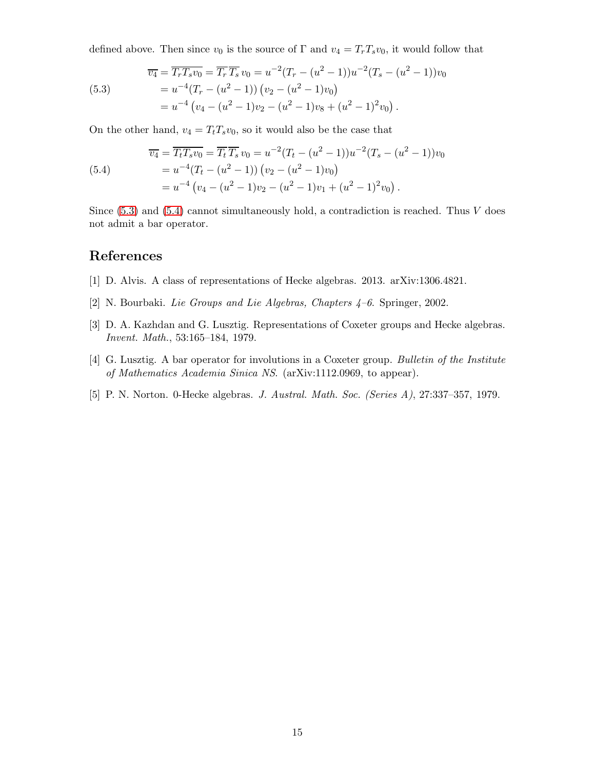defined above. Then since $v_0$ is the source of $\Gamma$ and $v_4 = T_r T_s v_0$, it would follow that

$$
\begin{aligned}
\overline{v_4} &= \overline{T_r T_s v_0} = \overline{T_r}\,\overline{T_s}\,v_0 = u^{-2}(T_r - (u^2-1))u^{-2}(T_s - (u^2-1))v_0 \\
&= u^{-4}(T_r - (u^2-1))\left(v_2 - (u^2-1)v_0\right) \\
&= u^{-4}\left(v_4 - (u^2-1)v_2 - (u^2-1)v_8 + (u^2-1)^2 v_0\right).
\end{aligned}
\tag{5.3}
$$

On the other hand, $v_4 = T_t T_s v_0$, so it would also be the case that

$$
\begin{aligned}
\overline{v_4} &= \overline{T_t T_s v_0} = \overline{T_t}\,\overline{T_s}\,v_0 = u^{-2}(T_t - (u^2-1))u^{-2}(T_s - (u^2-1))v_0 \\
&= u^{-4}(T_t - (u^2-1))\left(v_2 - (u^2-1)v_0\right) \\
&= u^{-4}\left(v_4 - (u^2-1)v_2 - (u^2-1)v_1 + (u^2-1)^2 v_0\right).
\end{aligned}
\tag{5.4}
$$

Since (5.3) and (5.4) cannot simultaneously hold, a contradiction is reached. Thus $V$ does not admit a bar operator.

## References

[1] D. Alvis. A class of representations of Hecke algebras. 2013. arXiv:1306.4821.

[2] N. Bourbaki. *Lie Groups and Lie Algebras, Chapters 4–6*. Springer, 2002.

[3] D. A. Kazhdan and G. Lusztig. Representations of Coxeter groups and Hecke algebras. *Invent. Math.*, 53:165–184, 1979.

[4] G. Lusztig. A bar operator for involutions in a Coxeter group. *Bulletin of the Institute of Mathematics Academia Sinica NS*. (arXiv:1112.0969, to appear).

[5] P. N. Norton. 0-Hecke algebras. *J. Austral. Math. Soc. (Series A)*, 27:337–357, 1979.